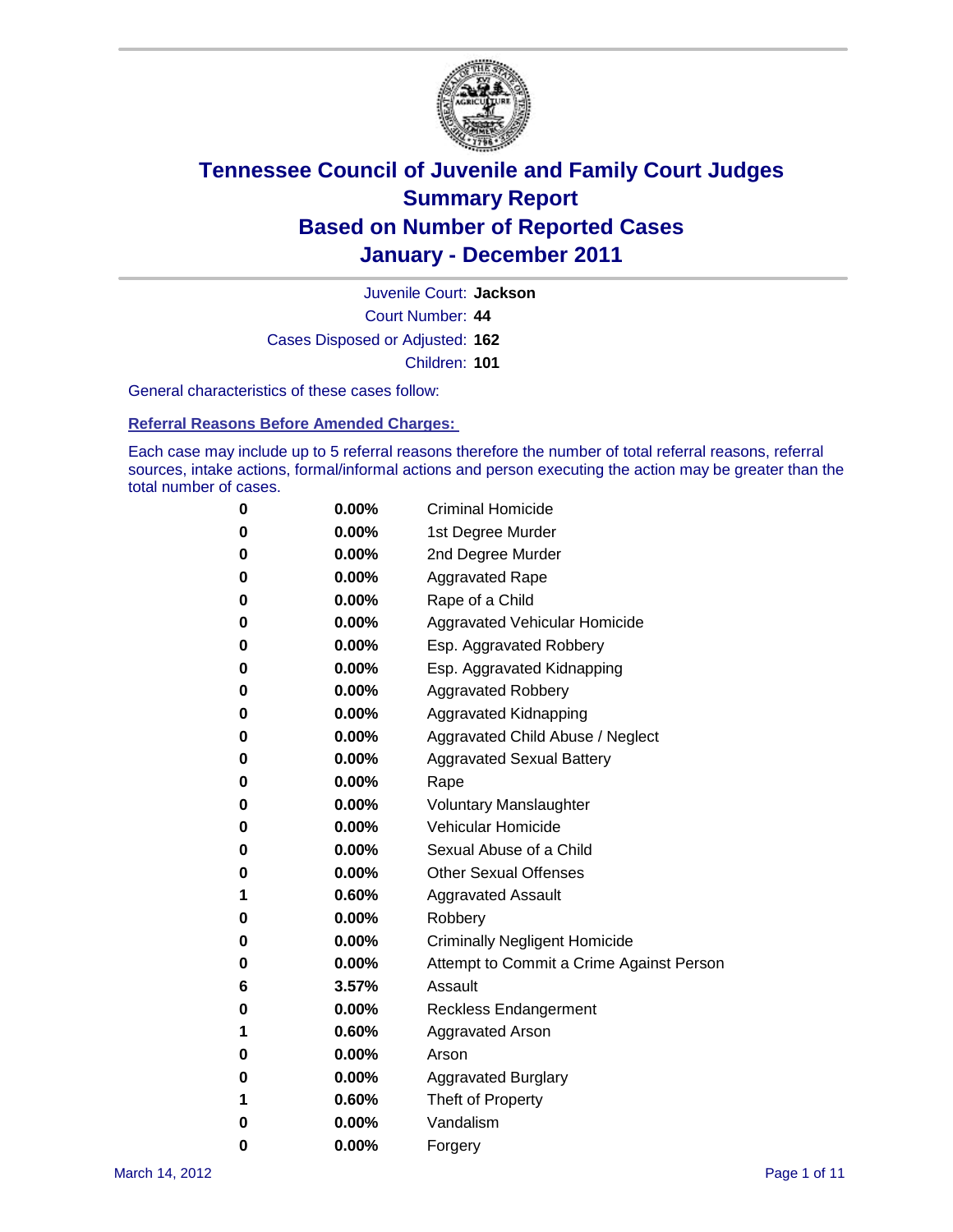# Tennessee Council of Juvenile and Family Court Judges
## Summary Report
## Based on Number of Reported Cases
## January - December 2011

Juvenile Court: **Jackson**

Court Number: **44**

Cases Disposed or Adjusted: **162**

Children: **101**

General characteristics of these cases follow:

### Referral Reasons Before Amended Charges:

Each case may include up to 5 referral reasons therefore the number of total referral reasons, referral sources, intake actions, formal/informal actions and person executing the action may be greater than the total number of cases.

| | | |
|---|---|---|
| 0 | 0.00% | Criminal Homicide |
| 0 | 0.00% | 1st Degree Murder |
| 0 | 0.00% | 2nd Degree Murder |
| 0 | 0.00% | Aggravated Rape |
| 0 | 0.00% | Rape of a Child |
| 0 | 0.00% | Aggravated Vehicular Homicide |
| 0 | 0.00% | Esp. Aggravated Robbery |
| 0 | 0.00% | Esp. Aggravated Kidnapping |
| 0 | 0.00% | Aggravated Robbery |
| 0 | 0.00% | Aggravated Kidnapping |
| 0 | 0.00% | Aggravated Child Abuse / Neglect |
| 0 | 0.00% | Aggravated Sexual Battery |
| 0 | 0.00% | Rape |
| 0 | 0.00% | Voluntary Manslaughter |
| 0 | 0.00% | Vehicular Homicide |
| 0 | 0.00% | Sexual Abuse of a Child |
| 0 | 0.00% | Other Sexual Offenses |
| 1 | 0.60% | Aggravated Assault |
| 0 | 0.00% | Robbery |
| 0 | 0.00% | Criminally Negligent Homicide |
| 0 | 0.00% | Attempt to Commit a Crime Against Person |
| 6 | 3.57% | Assault |
| 0 | 0.00% | Reckless Endangerment |
| 1 | 0.60% | Aggravated Arson |
| 0 | 0.00% | Arson |
| 0 | 0.00% | Aggravated Burglary |
| 1 | 0.60% | Theft of Property |
| 0 | 0.00% | Vandalism |
| 0 | 0.00% | Forgery |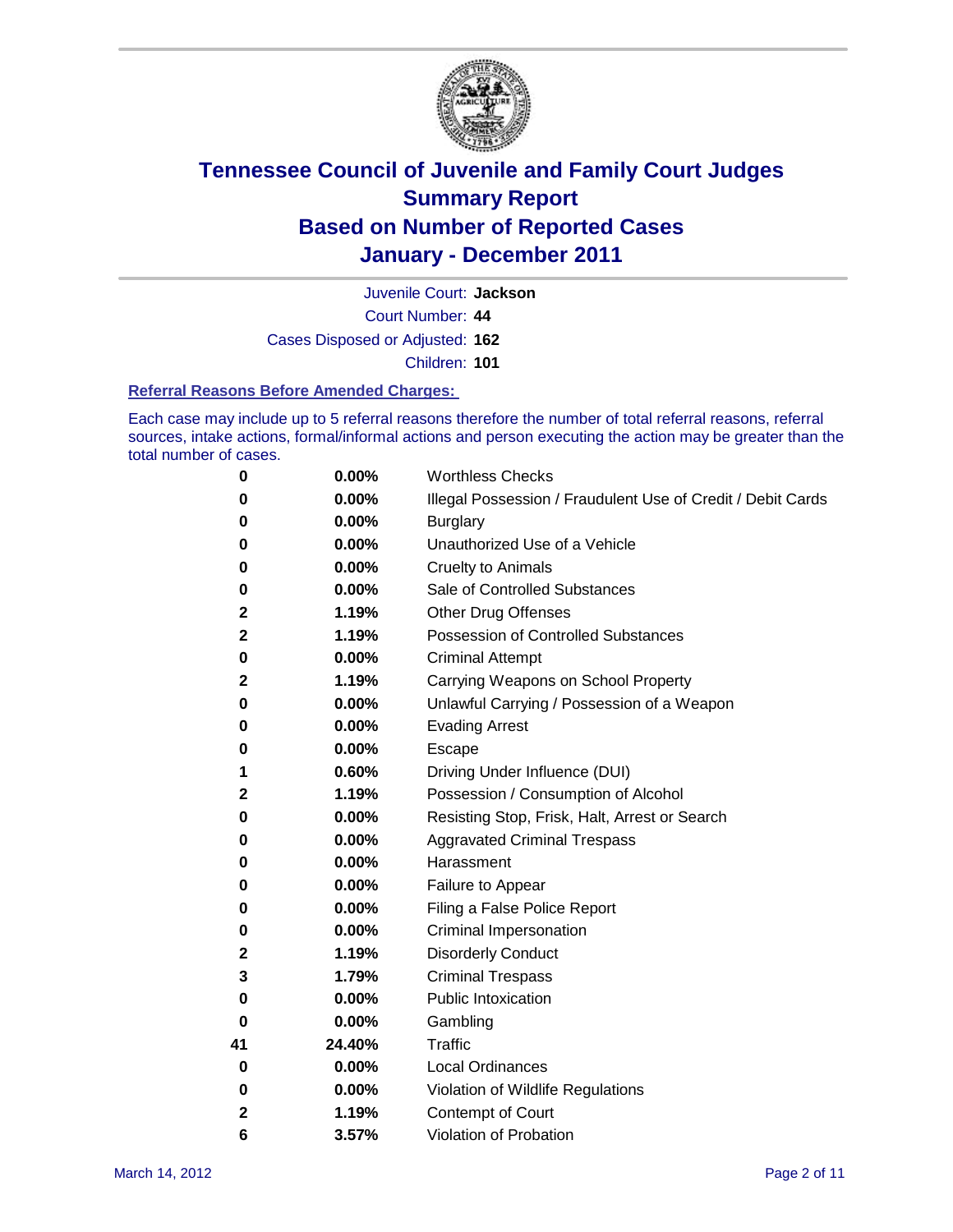# Tennessee Council of Juvenile and Family Court Judges
# Summary Report
# Based on Number of Reported Cases
# January - December 2011

Juvenile Court: **Jackson**

Court Number: **44**

Cases Disposed or Adjusted: **162**

Children: **101**

### Referral Reasons Before Amended Charges:

Each case may include up to 5 referral reasons therefore the number of total referral reasons, referral sources, intake actions, formal/informal actions and person executing the action may be greater than the total number of cases.

| | | |
|---|---|---|
| 0 | 0.00% | Worthless Checks |
| 0 | 0.00% | Illegal Possession / Fraudulent Use of Credit / Debit Cards |
| 0 | 0.00% | Burglary |
| 0 | 0.00% | Unauthorized Use of a Vehicle |
| 0 | 0.00% | Cruelty to Animals |
| 0 | 0.00% | Sale of Controlled Substances |
| 2 | 1.19% | Other Drug Offenses |
| 2 | 1.19% | Possession of Controlled Substances |
| 0 | 0.00% | Criminal Attempt |
| 2 | 1.19% | Carrying Weapons on School Property |
| 0 | 0.00% | Unlawful Carrying / Possession of a Weapon |
| 0 | 0.00% | Evading Arrest |
| 0 | 0.00% | Escape |
| 1 | 0.60% | Driving Under Influence (DUI) |
| 2 | 1.19% | Possession / Consumption of Alcohol |
| 0 | 0.00% | Resisting Stop, Frisk, Halt, Arrest or Search |
| 0 | 0.00% | Aggravated Criminal Trespass |
| 0 | 0.00% | Harassment |
| 0 | 0.00% | Failure to Appear |
| 0 | 0.00% | Filing a False Police Report |
| 0 | 0.00% | Criminal Impersonation |
| 2 | 1.19% | Disorderly Conduct |
| 3 | 1.79% | Criminal Trespass |
| 0 | 0.00% | Public Intoxication |
| 0 | 0.00% | Gambling |
| 41 | 24.40% | Traffic |
| 0 | 0.00% | Local Ordinances |
| 0 | 0.00% | Violation of Wildlife Regulations |
| 2 | 1.19% | Contempt of Court |
| 6 | 3.57% | Violation of Probation |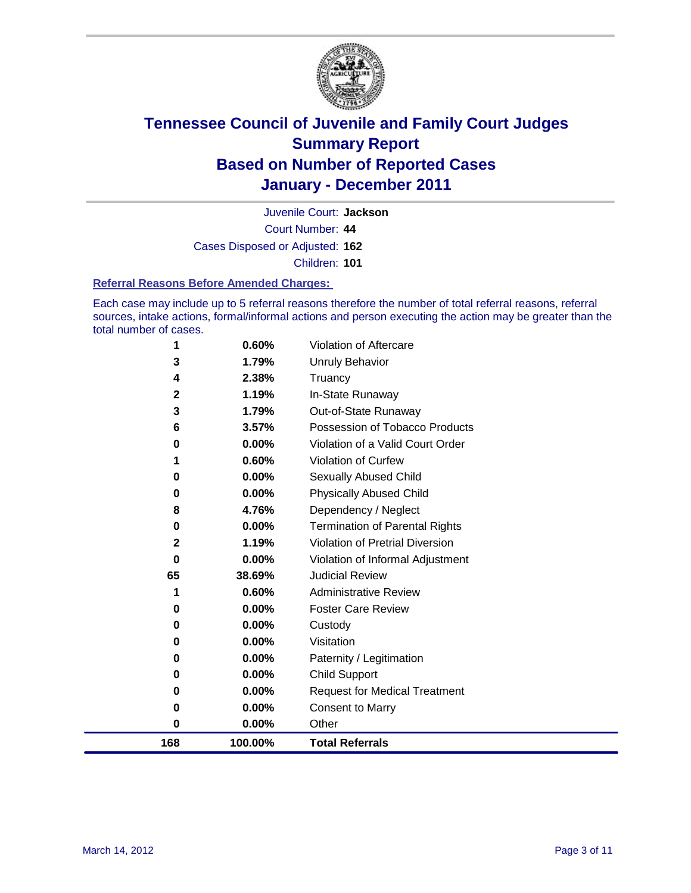# Tennessee Council of Juvenile and Family Court Judges
## Summary Report
## Based on Number of Reported Cases
## January - December 2011

Juvenile Court: **Jackson**

Court Number: **44**

Cases Disposed or Adjusted: **162**

Children: **101**

### Referral Reasons Before Amended Charges:

Each case may include up to 5 referral reasons therefore the number of total referral reasons, referral sources, intake actions, formal/informal actions and person executing the action may be greater than the total number of cases.

| Count | Percent | Reason |
|---|---|---|
| 1 | 0.60% | Violation of Aftercare |
| 3 | 1.79% | Unruly Behavior |
| 4 | 2.38% | Truancy |
| 2 | 1.19% | In-State Runaway |
| 3 | 1.79% | Out-of-State Runaway |
| 6 | 3.57% | Possession of Tobacco Products |
| 0 | 0.00% | Violation of a Valid Court Order |
| 1 | 0.60% | Violation of Curfew |
| 0 | 0.00% | Sexually Abused Child |
| 0 | 0.00% | Physically Abused Child |
| 8 | 4.76% | Dependency / Neglect |
| 0 | 0.00% | Termination of Parental Rights |
| 2 | 1.19% | Violation of Pretrial Diversion |
| 0 | 0.00% | Violation of Informal Adjustment |
| 65 | 38.69% | Judicial Review |
| 1 | 0.60% | Administrative Review |
| 0 | 0.00% | Foster Care Review |
| 0 | 0.00% | Custody |
| 0 | 0.00% | Visitation |
| 0 | 0.00% | Paternity / Legitimation |
| 0 | 0.00% | Child Support |
| 0 | 0.00% | Request for Medical Treatment |
| 0 | 0.00% | Consent to Marry |
| 0 | 0.00% | Other |
| **168** | **100.00%** | **Total Referrals** |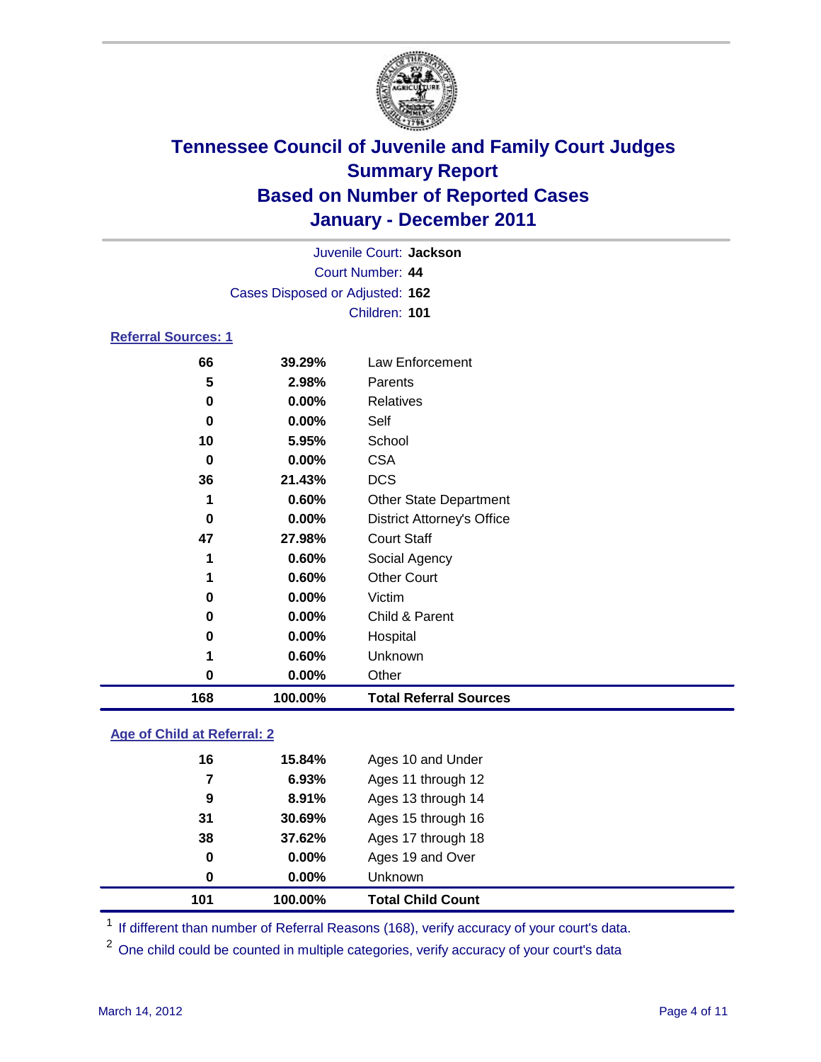# Tennessee Council of Juvenile and Family Court Judges
## Summary Report
## Based on Number of Reported Cases
## January - December 2011

Juvenile Court: **Jackson**
Court Number: **44**
Cases Disposed or Adjusted: **162**
Children: **101**

### Referral Sources: 1

| Count | Percent | Source |
|---|---|---|
| 66 | 39.29% | Law Enforcement |
| 5 | 2.98% | Parents |
| 0 | 0.00% | Relatives |
| 0 | 0.00% | Self |
| 10 | 5.95% | School |
| 0 | 0.00% | CSA |
| 36 | 21.43% | DCS |
| 1 | 0.60% | Other State Department |
| 0 | 0.00% | District Attorney's Office |
| 47 | 27.98% | Court Staff |
| 1 | 0.60% | Social Agency |
| 1 | 0.60% | Other Court |
| 0 | 0.00% | Victim |
| 0 | 0.00% | Child & Parent |
| 0 | 0.00% | Hospital |
| 1 | 0.60% | Unknown |
| 0 | 0.00% | Other |
| **168** | **100.00%** | **Total Referral Sources** |

### Age of Child at Referral: 2

| Count | Percent | Age |
|---|---|---|
| 16 | 15.84% | Ages 10 and Under |
| 7 | 6.93% | Ages 11 through 12 |
| 9 | 8.91% | Ages 13 through 14 |
| 31 | 30.69% | Ages 15 through 16 |
| 38 | 37.62% | Ages 17 through 18 |
| 0 | 0.00% | Ages 19 and Over |
| 0 | 0.00% | Unknown |
| **101** | **100.00%** | **Total Child Count** |

[1] If different than number of Referral Reasons (168), verify accuracy of your court's data.

[2] One child could be counted in multiple categories, verify accuracy of your court's data

March 14, 2012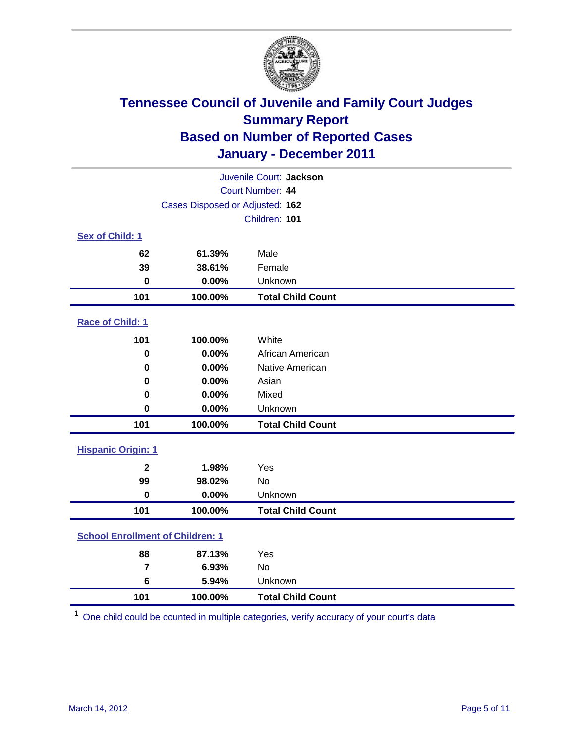# Tennessee Council of Juvenile and Family Court Judges
## Summary Report
## Based on Number of Reported Cases
## January - December 2011

Juvenile Court: **Jackson**
Court Number: **44**
Cases Disposed or Adjusted: **162**
Children: **101**

### Sex of Child: 1

| Count | Percent | Category |
|---|---|---|
| 62 | 61.39% | Male |
| 39 | 38.61% | Female |
| 0 | 0.00% | Unknown |
| **101** | **100.00%** | **Total Child Count** |

### Race of Child: 1

| Count | Percent | Category |
|---|---|---|
| 101 | 100.00% | White |
| 0 | 0.00% | African American |
| 0 | 0.00% | Native American |
| 0 | 0.00% | Asian |
| 0 | 0.00% | Mixed |
| 0 | 0.00% | Unknown |
| **101** | **100.00%** | **Total Child Count** |

### Hispanic Origin: 1

| Count | Percent | Category |
|---|---|---|
| 2 | 1.98% | Yes |
| 99 | 98.02% | No |
| 0 | 0.00% | Unknown |
| **101** | **100.00%** | **Total Child Count** |

### School Enrollment of Children: 1

| Count | Percent | Category |
|---|---|---|
| 88 | 87.13% | Yes |
| 7 | 6.93% | No |
| 6 | 5.94% | Unknown |
| **101** | **100.00%** | **Total Child Count** |

[1] One child could be counted in multiple categories, verify accuracy of your court's data

March 14, 2012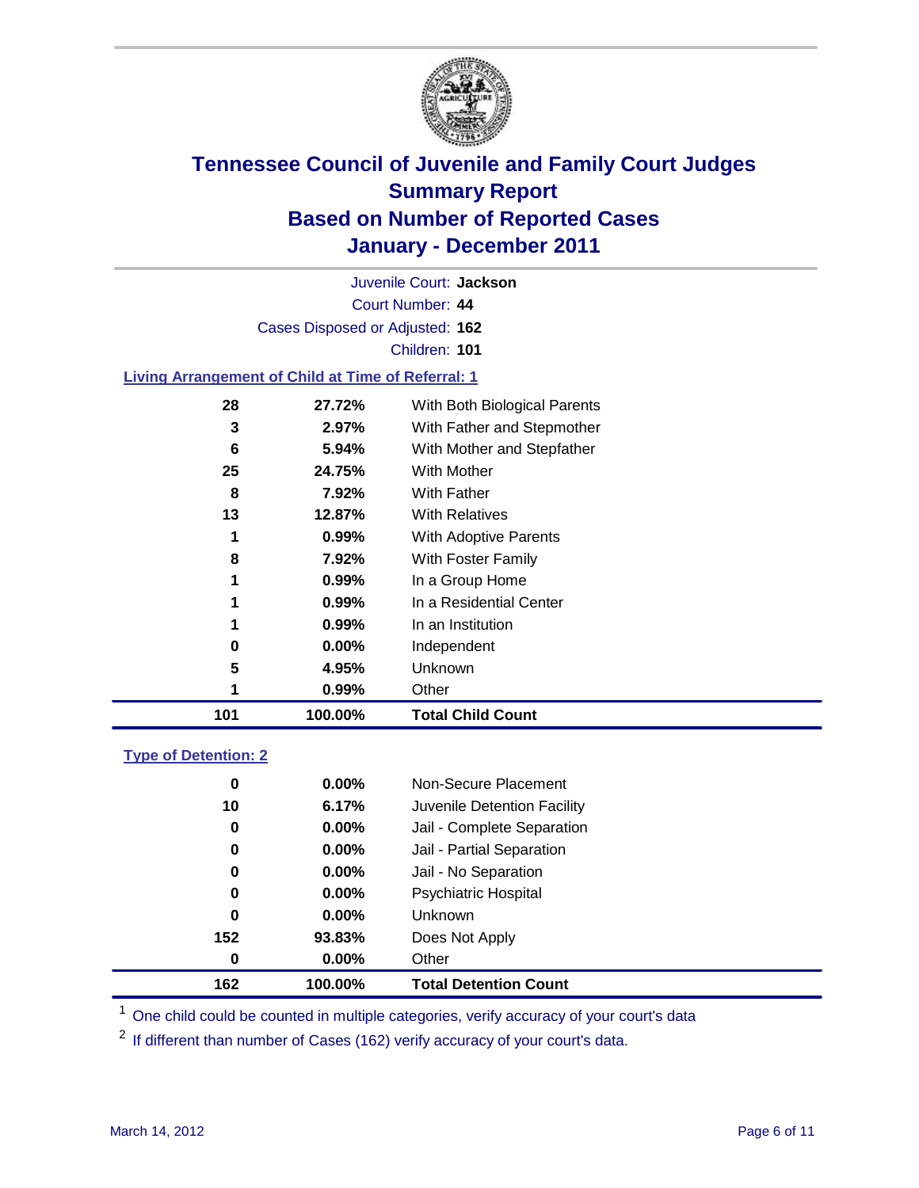# Tennessee Council of Juvenile and Family Court Judges
## Summary Report
## Based on Number of Reported Cases
## January - December 2011

Juvenile Court: **Jackson**
Court Number: **44**
Cases Disposed or Adjusted: **162**
Children: **101**

### Living Arrangement of Child at Time of Referral: 1

| Count | Percent | Category |
|---|---|---|
| 28 | 27.72% | With Both Biological Parents |
| 3 | 2.97% | With Father and Stepmother |
| 6 | 5.94% | With Mother and Stepfather |
| 25 | 24.75% | With Mother |
| 8 | 7.92% | With Father |
| 13 | 12.87% | With Relatives |
| 1 | 0.99% | With Adoptive Parents |
| 8 | 7.92% | With Foster Family |
| 1 | 0.99% | In a Group Home |
| 1 | 0.99% | In a Residential Center |
| 1 | 0.99% | In an Institution |
| 0 | 0.00% | Independent |
| 5 | 4.95% | Unknown |
| 1 | 0.99% | Other |
| **101** | **100.00%** | **Total Child Count** |

### Type of Detention: 2

| Count | Percent | Category |
|---|---|---|
| 0 | 0.00% | Non-Secure Placement |
| 10 | 6.17% | Juvenile Detention Facility |
| 0 | 0.00% | Jail - Complete Separation |
| 0 | 0.00% | Jail - Partial Separation |
| 0 | 0.00% | Jail - No Separation |
| 0 | 0.00% | Psychiatric Hospital |
| 0 | 0.00% | Unknown |
| 152 | 93.83% | Does Not Apply |
| 0 | 0.00% | Other |
| **162** | **100.00%** | **Total Detention Count** |

[1] One child could be counted in multiple categories, verify accuracy of your court's data

[2] If different than number of Cases (162) verify accuracy of your court's data.

March 14, 2012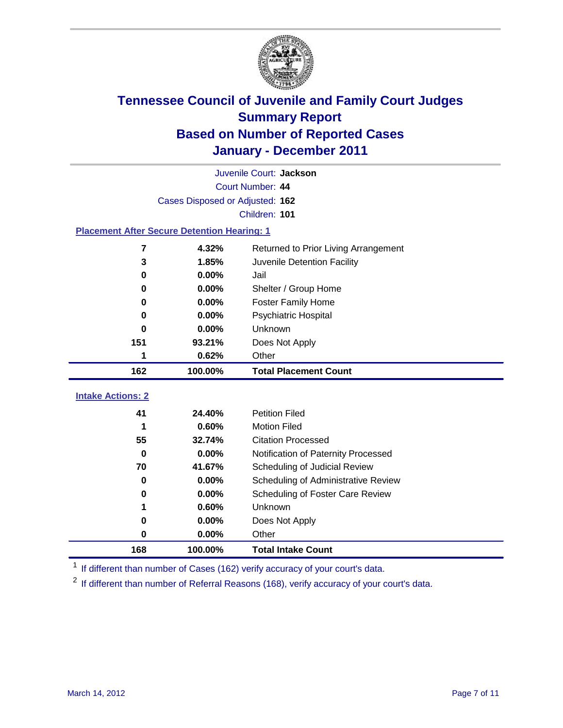# Tennessee Council of Juvenile and Family Court Judges
## Summary Report
## Based on Number of Reported Cases
## January - December 2011

Juvenile Court: **Jackson**
Court Number: **44**
Cases Disposed or Adjusted: **162**
Children: **101**

### Placement After Secure Detention Hearing: 1

| Count | Percent | Placement |
|---|---|---|
| 7 | 4.32% | Returned to Prior Living Arrangement |
| 3 | 1.85% | Juvenile Detention Facility |
| 0 | 0.00% | Jail |
| 0 | 0.00% | Shelter / Group Home |
| 0 | 0.00% | Foster Family Home |
| 0 | 0.00% | Psychiatric Hospital |
| 0 | 0.00% | Unknown |
| 151 | 93.21% | Does Not Apply |
| 1 | 0.62% | Other |
| **162** | **100.00%** | **Total Placement Count** |

### Intake Actions: 2

| Count | Percent | Intake Action |
|---|---|---|
| 41 | 24.40% | Petition Filed |
| 1 | 0.60% | Motion Filed |
| 55 | 32.74% | Citation Processed |
| 0 | 0.00% | Notification of Paternity Processed |
| 70 | 41.67% | Scheduling of Judicial Review |
| 0 | 0.00% | Scheduling of Administrative Review |
| 0 | 0.00% | Scheduling of Foster Care Review |
| 1 | 0.60% | Unknown |
| 0 | 0.00% | Does Not Apply |
| 0 | 0.00% | Other |
| **168** | **100.00%** | **Total Intake Count** |

[1] If different than number of Cases (162) verify accuracy of your court's data.

[2] If different than number of Referral Reasons (168), verify accuracy of your court's data.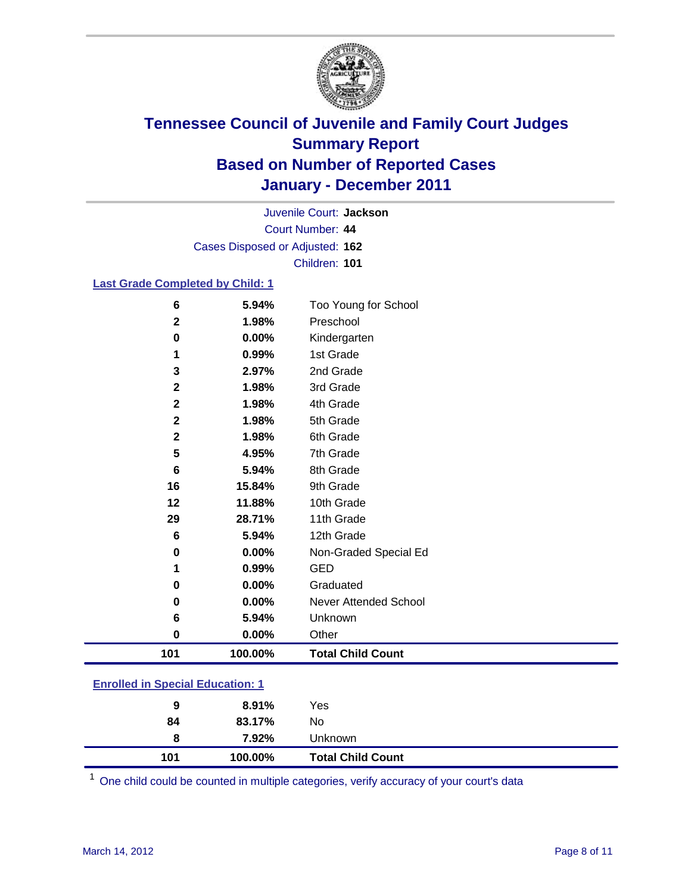# Tennessee Council of Juvenile and Family Court Judges
## Summary Report
## Based on Number of Reported Cases
## January - December 2011

Juvenile Court: **Jackson**
Court Number: **44**
Cases Disposed or Adjusted: **162**
Children: **101**

### Last Grade Completed by Child: 1

| | | |
|---|---|---|
| 6 | 5.94% | Too Young for School |
| 2 | 1.98% | Preschool |
| 0 | 0.00% | Kindergarten |
| 1 | 0.99% | 1st Grade |
| 3 | 2.97% | 2nd Grade |
| 2 | 1.98% | 3rd Grade |
| 2 | 1.98% | 4th Grade |
| 2 | 1.98% | 5th Grade |
| 2 | 1.98% | 6th Grade |
| 5 | 4.95% | 7th Grade |
| 6 | 5.94% | 8th Grade |
| 16 | 15.84% | 9th Grade |
| 12 | 11.88% | 10th Grade |
| 29 | 28.71% | 11th Grade |
| 6 | 5.94% | 12th Grade |
| 0 | 0.00% | Non-Graded Special Ed |
| 1 | 0.99% | GED |
| 0 | 0.00% | Graduated |
| 0 | 0.00% | Never Attended School |
| 6 | 5.94% | Unknown |
| 0 | 0.00% | Other |
| **101** | **100.00%** | **Total Child Count** |

### Enrolled in Special Education: 1

| | | |
|---|---|---|
| 9 | 8.91% | Yes |
| 84 | 83.17% | No |
| 8 | 7.92% | Unknown |
| **101** | **100.00%** | **Total Child Count** |

[1] One child could be counted in multiple categories, verify accuracy of your court's data

March 14, 2012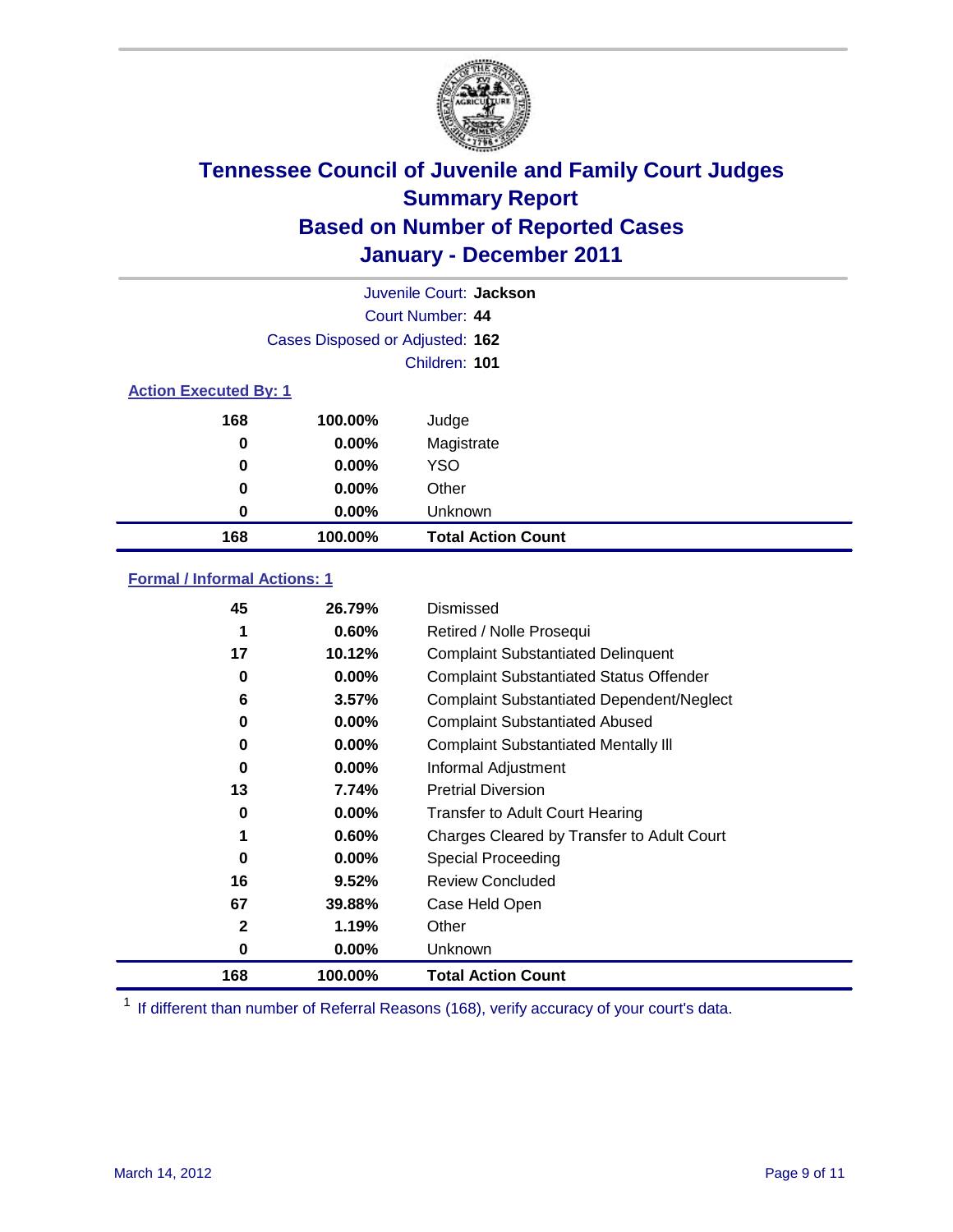# Tennessee Council of Juvenile and Family Court Judges
## Summary Report
## Based on Number of Reported Cases
## January - December 2011

Juvenile Court: **Jackson**
Court Number: **44**
Cases Disposed or Adjusted: **162**
Children: **101**

### Action Executed By: 1

| Count | Percent | Action |
|---|---|---|
| 168 | 100.00% | Judge |
| 0 | 0.00% | Magistrate |
| 0 | 0.00% | YSO |
| 0 | 0.00% | Other |
| 0 | 0.00% | Unknown |
| **168** | **100.00%** | **Total Action Count** |

### Formal / Informal Actions: 1

| Count | Percent | Action |
|---|---|---|
| 45 | 26.79% | Dismissed |
| 1 | 0.60% | Retired / Nolle Prosequi |
| 17 | 10.12% | Complaint Substantiated Delinquent |
| 0 | 0.00% | Complaint Substantiated Status Offender |
| 6 | 3.57% | Complaint Substantiated Dependent/Neglect |
| 0 | 0.00% | Complaint Substantiated Abused |
| 0 | 0.00% | Complaint Substantiated Mentally Ill |
| 0 | 0.00% | Informal Adjustment |
| 13 | 7.74% | Pretrial Diversion |
| 0 | 0.00% | Transfer to Adult Court Hearing |
| 1 | 0.60% | Charges Cleared by Transfer to Adult Court |
| 0 | 0.00% | Special Proceeding |
| 16 | 9.52% | Review Concluded |
| 67 | 39.88% | Case Held Open |
| 2 | 1.19% | Other |
| 0 | 0.00% | Unknown |
| **168** | **100.00%** | **Total Action Count** |

[1] If different than number of Referral Reasons (168), verify accuracy of your court's data.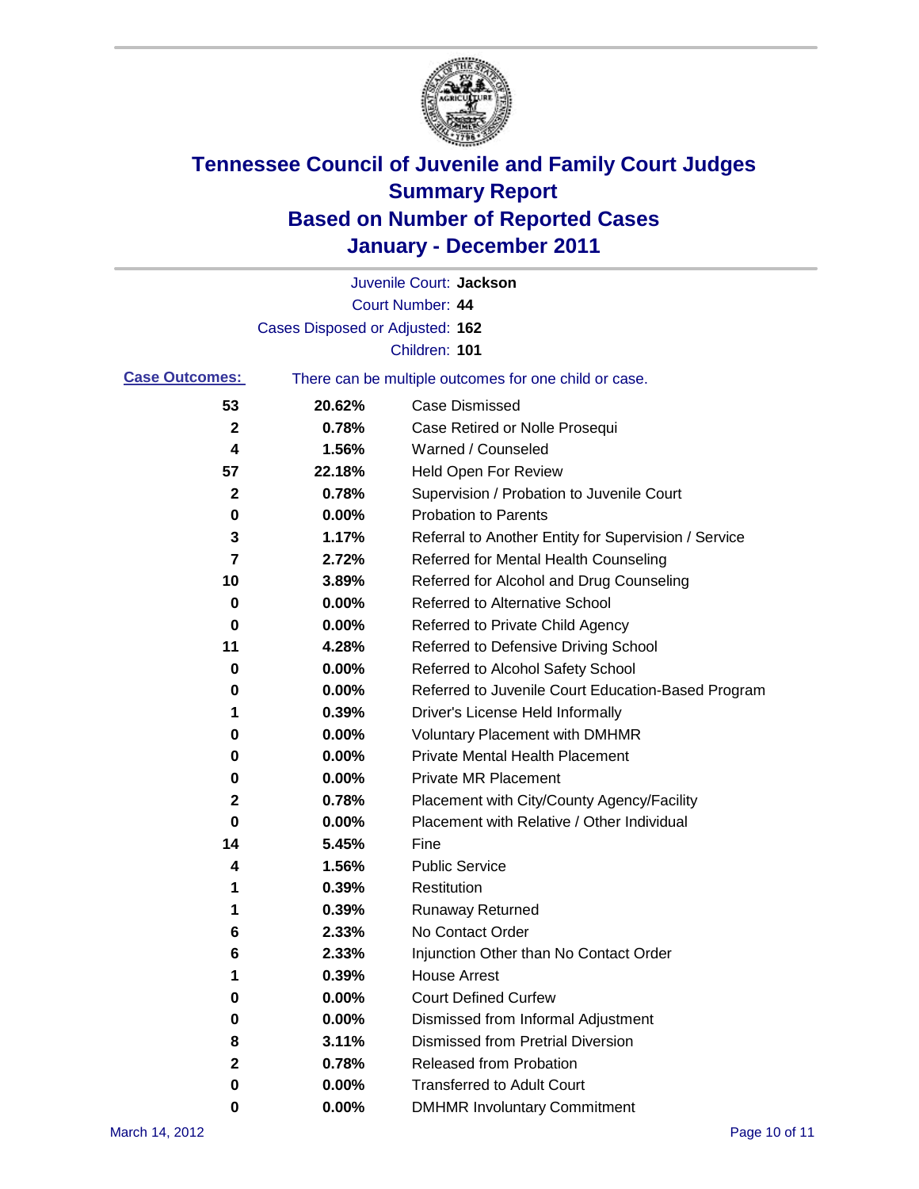# Tennessee Council of Juvenile and Family Court Judges
## Summary Report
## Based on Number of Reported Cases
## January - December 2011

Juvenile Court: **Jackson**
Court Number: **44**
Cases Disposed or Adjusted: **162**
Children: **101**

**Case Outcomes:** There can be multiple outcomes for one child or case.

| Count | Percent | Outcome |
|---|---|---|
| 53 | 20.62% | Case Dismissed |
| 2 | 0.78% | Case Retired or Nolle Prosequi |
| 4 | 1.56% | Warned / Counseled |
| 57 | 22.18% | Held Open For Review |
| 2 | 0.78% | Supervision / Probation to Juvenile Court |
| 0 | 0.00% | Probation to Parents |
| 3 | 1.17% | Referral to Another Entity for Supervision / Service |
| 7 | 2.72% | Referred for Mental Health Counseling |
| 10 | 3.89% | Referred for Alcohol and Drug Counseling |
| 0 | 0.00% | Referred to Alternative School |
| 0 | 0.00% | Referred to Private Child Agency |
| 11 | 4.28% | Referred to Defensive Driving School |
| 0 | 0.00% | Referred to Alcohol Safety School |
| 0 | 0.00% | Referred to Juvenile Court Education-Based Program |
| 1 | 0.39% | Driver's License Held Informally |
| 0 | 0.00% | Voluntary Placement with DMHMR |
| 0 | 0.00% | Private Mental Health Placement |
| 0 | 0.00% | Private MR Placement |
| 2 | 0.78% | Placement with City/County Agency/Facility |
| 0 | 0.00% | Placement with Relative / Other Individual |
| 14 | 5.45% | Fine |
| 4 | 1.56% | Public Service |
| 1 | 0.39% | Restitution |
| 1 | 0.39% | Runaway Returned |
| 6 | 2.33% | No Contact Order |
| 6 | 2.33% | Injunction Other than No Contact Order |
| 1 | 0.39% | House Arrest |
| 0 | 0.00% | Court Defined Curfew |
| 0 | 0.00% | Dismissed from Informal Adjustment |
| 8 | 3.11% | Dismissed from Pretrial Diversion |
| 2 | 0.78% | Released from Probation |
| 0 | 0.00% | Transferred to Adult Court |
| 0 | 0.00% | DMHMR Involuntary Commitment |

March 14, 2012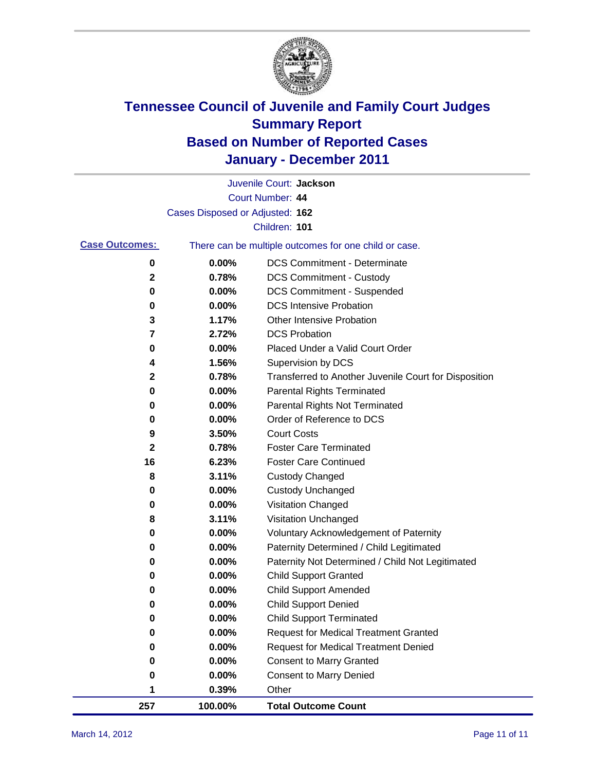# Tennessee Council of Juvenile and Family Court Judges
# Summary Report
# Based on Number of Reported Cases
# January - December 2011

Juvenile Court: **Jackson**

Court Number: **44**

Cases Disposed or Adjusted: **162**

Children: **101**

**Case Outcomes:** There can be multiple outcomes for one child or case.

| | | |
|---|---|---|
| 0 | 0.00% | DCS Commitment - Determinate |
| 2 | 0.78% | DCS Commitment - Custody |
| 0 | 0.00% | DCS Commitment - Suspended |
| 0 | 0.00% | DCS Intensive Probation |
| 3 | 1.17% | Other Intensive Probation |
| 7 | 2.72% | DCS Probation |
| 0 | 0.00% | Placed Under a Valid Court Order |
| 4 | 1.56% | Supervision by DCS |
| 2 | 0.78% | Transferred to Another Juvenile Court for Disposition |
| 0 | 0.00% | Parental Rights Terminated |
| 0 | 0.00% | Parental Rights Not Terminated |
| 0 | 0.00% | Order of Reference to DCS |
| 9 | 3.50% | Court Costs |
| 2 | 0.78% | Foster Care Terminated |
| 16 | 6.23% | Foster Care Continued |
| 8 | 3.11% | Custody Changed |
| 0 | 0.00% | Custody Unchanged |
| 0 | 0.00% | Visitation Changed |
| 8 | 3.11% | Visitation Unchanged |
| 0 | 0.00% | Voluntary Acknowledgement of Paternity |
| 0 | 0.00% | Paternity Determined / Child Legitimated |
| 0 | 0.00% | Paternity Not Determined / Child Not Legitimated |
| 0 | 0.00% | Child Support Granted |
| 0 | 0.00% | Child Support Amended |
| 0 | 0.00% | Child Support Denied |
| 0 | 0.00% | Child Support Terminated |
| 0 | 0.00% | Request for Medical Treatment Granted |
| 0 | 0.00% | Request for Medical Treatment Denied |
| 0 | 0.00% | Consent to Marry Granted |
| 0 | 0.00% | Consent to Marry Denied |
| 1 | 0.39% | Other |
| **257** | **100.00%** | **Total Outcome Count** |